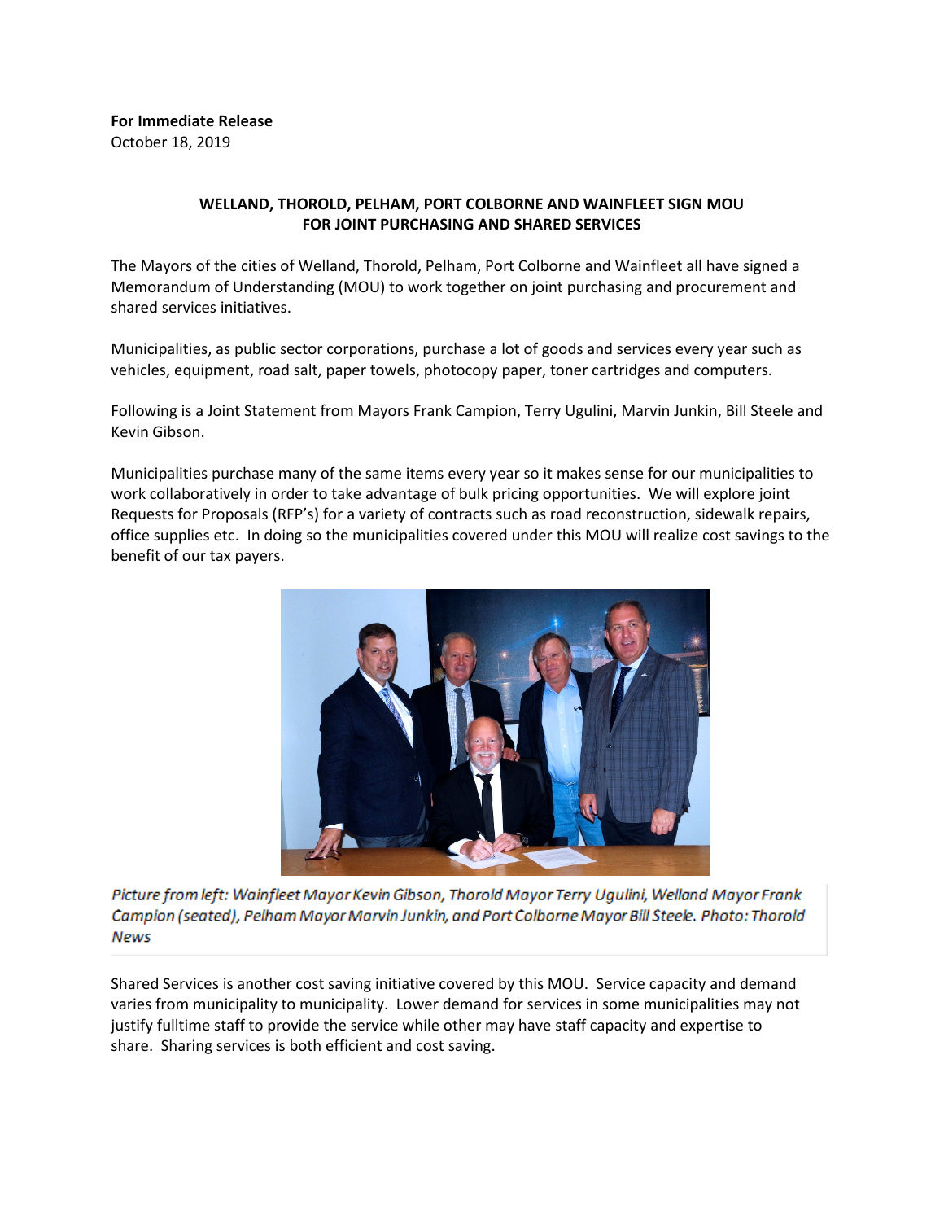**For Immediate Release**
October 18, 2019

**WELLAND, THOROLD, PELHAM, PORT COLBORNE AND WAINFLEET SIGN MOU FOR JOINT PURCHASING AND SHARED SERVICES**

The Mayors of the cities of Welland, Thorold, Pelham, Port Colborne and Wainfleet all have signed a Memorandum of Understanding (MOU) to work together on joint purchasing and procurement and shared services initiatives.

Municipalities, as public sector corporations, purchase a lot of goods and services every year such as vehicles, equipment, road salt, paper towels, photocopy paper, toner cartridges and computers.

Following is a Joint Statement from Mayors Frank Campion, Terry Ugulini, Marvin Junkin, Bill Steele and Kevin Gibson.

Municipalities purchase many of the same items every year so it makes sense for our municipalities to work collaboratively in order to take advantage of bulk pricing opportunities. We will explore joint Requests for Proposals (RFP's) for a variety of contracts such as road reconstruction, sidewalk repairs, office supplies etc. In doing so the municipalities covered under this MOU will realize cost savings to the benefit of our tax payers.

*Picture from left: Wainfleet Mayor Kevin Gibson, Thorold Mayor Terry Ugulini, Welland Mayor Frank Campion (seated), Pelham Mayor Marvin Junkin, and Port Colborne Mayor Bill Steele. Photo: Thorold News*

Shared Services is another cost saving initiative covered by this MOU. Service capacity and demand varies from municipality to municipality. Lower demand for services in some municipalities may not justify fulltime staff to provide the service while other may have staff capacity and expertise to share. Sharing services is both efficient and cost saving.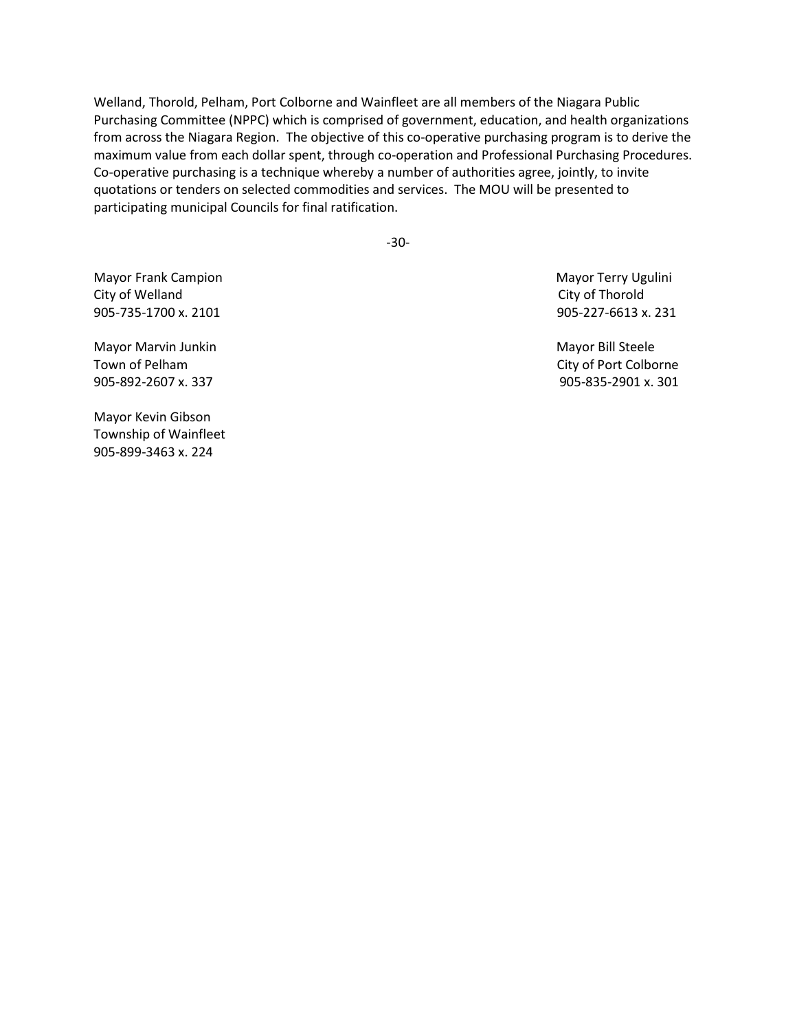Welland, Thorold, Pelham, Port Colborne and Wainfleet are all members of the Niagara Public Purchasing Committee (NPPC) which is comprised of government, education, and health organizations from across the Niagara Region. The objective of this co-operative purchasing program is to derive the maximum value from each dollar spent, through co-operation and Professional Purchasing Procedures. Co-operative purchasing is a technique whereby a number of authorities agree, jointly, to invite quotations or tenders on selected commodities and services. The MOU will be presented to participating municipal Councils for final ratification.

-30-

Mayor Frank Campion
City of Welland
905-735-1700 x. 2101

Mayor Terry Ugulini
City of Thorold
905-227-6613 x. 231

Mayor Marvin Junkin
Town of Pelham
905-892-2607 x. 337

Mayor Bill Steele
City of Port Colborne
905-835-2901 x. 301

Mayor Kevin Gibson
Township of Wainfleet
905-899-3463 x. 224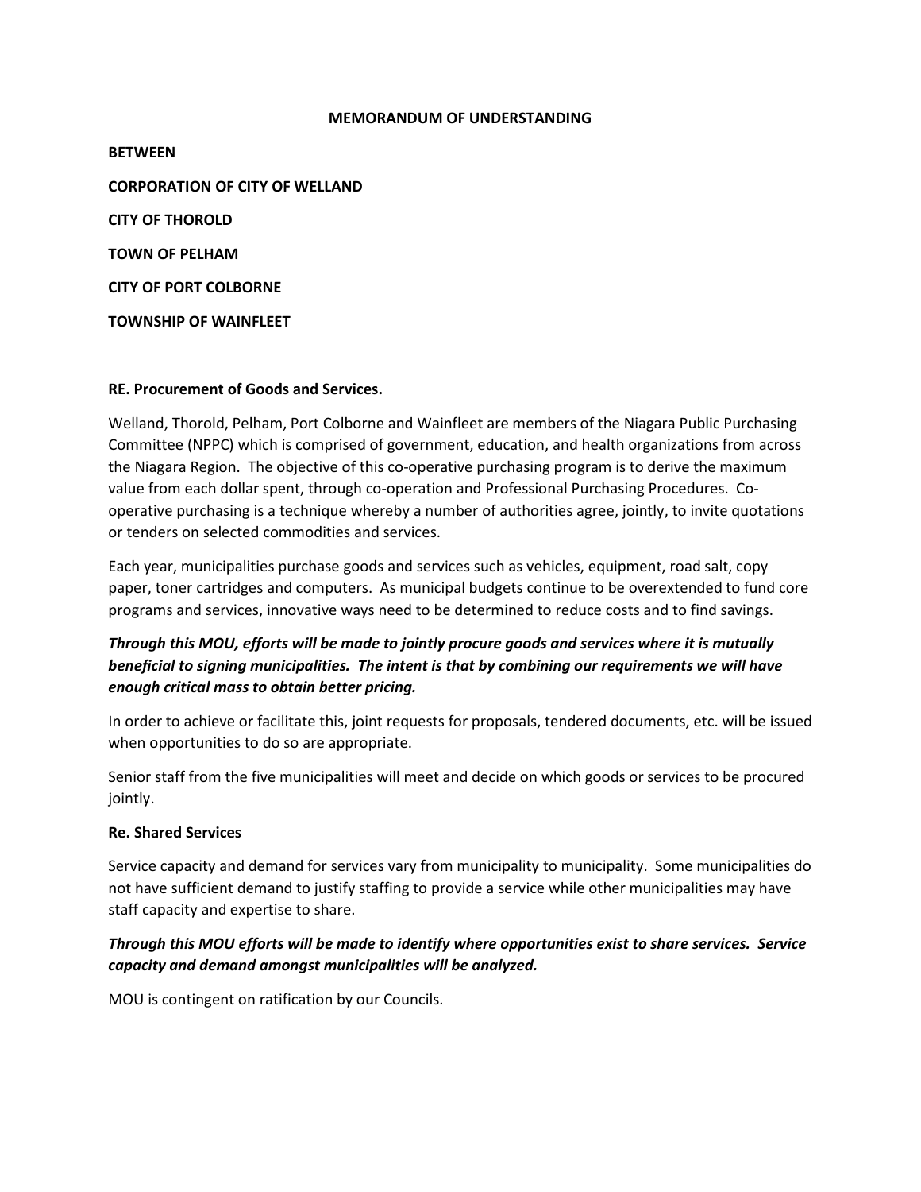**MEMORANDUM OF UNDERSTANDING**

**BETWEEN**

**CORPORATION OF CITY OF WELLAND**

**CITY OF THOROLD**

**TOWN OF PELHAM**

**CITY OF PORT COLBORNE**

**TOWNSHIP OF WAINFLEET**

**RE. Procurement of Goods and Services.**

Welland, Thorold, Pelham, Port Colborne and Wainfleet are members of the Niagara Public Purchasing Committee (NPPC) which is comprised of government, education, and health organizations from across the Niagara Region. The objective of this co-operative purchasing program is to derive the maximum value from each dollar spent, through co-operation and Professional Purchasing Procedures. Co-operative purchasing is a technique whereby a number of authorities agree, jointly, to invite quotations or tenders on selected commodities and services.

Each year, municipalities purchase goods and services such as vehicles, equipment, road salt, copy paper, toner cartridges and computers. As municipal budgets continue to be overextended to fund core programs and services, innovative ways need to be determined to reduce costs and to find savings.

***Through this MOU, efforts will be made to jointly procure goods and services where it is mutually beneficial to signing municipalities. The intent is that by combining our requirements we will have enough critical mass to obtain better pricing.***

In order to achieve or facilitate this, joint requests for proposals, tendered documents, etc. will be issued when opportunities to do so are appropriate.

Senior staff from the five municipalities will meet and decide on which goods or services to be procured jointly.

**Re. Shared Services**

Service capacity and demand for services vary from municipality to municipality. Some municipalities do not have sufficient demand to justify staffing to provide a service while other municipalities may have staff capacity and expertise to share.

***Through this MOU efforts will be made to identify where opportunities exist to share services. Service capacity and demand amongst municipalities will be analyzed.***

MOU is contingent on ratification by our Councils.